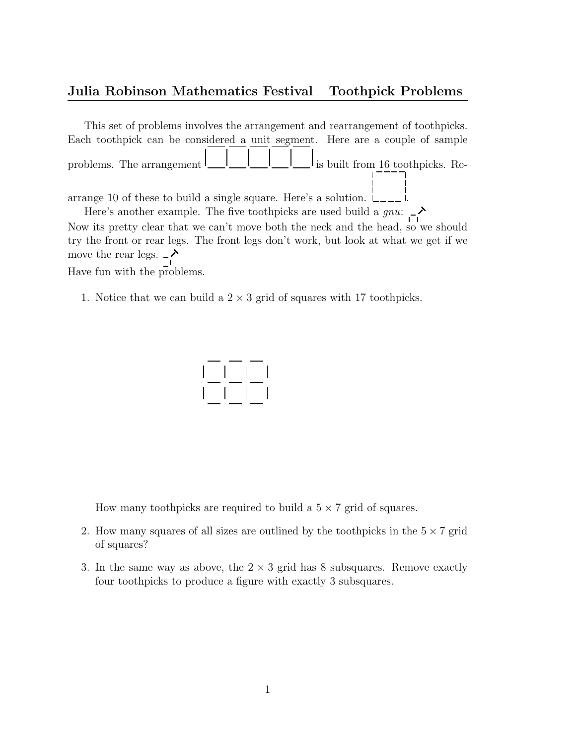## Julia Robinson Mathematics Festival Toothpick Problems

This set of problems involves the arrangement and rearrangement of toothpicks. Each toothpick can be considered a unit segment. Here are a couple of sample problems. The arrangement is built from 16 toothpicks. Rearrange 10 of these to build a single square. Here's a solution.

Here's another example. The five toothpicks are used build a *gnu*: Now its pretty clear that we can't move both the neck and the head, so we should try the front or rear legs. The front legs don't work, but look at what we get if we move the rear legs.

Have fun with the problems.

1. Notice that we can build a $2 \times 3$ grid of squares with 17 toothpicks.

   How many toothpicks are required to build a $5 \times 7$ grid of squares.

2. How many squares of all sizes are outlined by the toothpicks in the $5 \times 7$ grid of squares?

3. In the same way as above, the $2 \times 3$ grid has 8 subsquares. Remove exactly four toothpicks to produce a figure with exactly 3 subsquares.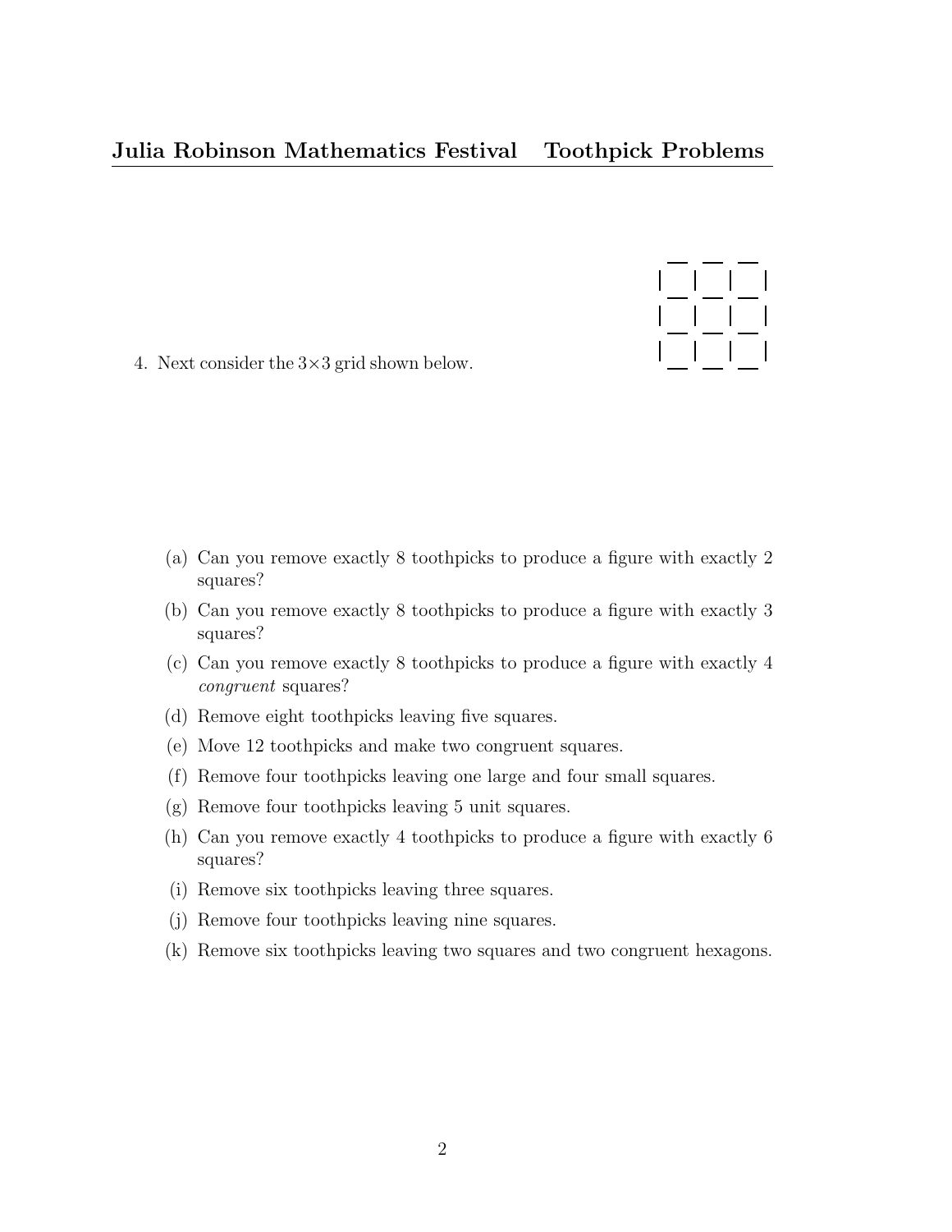4. Next consider the $3 \times 3$ grid shown below.

   (a) Can you remove exactly 8 toothpicks to produce a figure with exactly 2 squares?

   (b) Can you remove exactly 8 toothpicks to produce a figure with exactly 3 squares?

   (c) Can you remove exactly 8 toothpicks to produce a figure with exactly 4 *congruent* squares?

   (d) Remove eight toothpicks leaving five squares.

   (e) Move 12 toothpicks and make two congruent squares.

   (f) Remove four toothpicks leaving one large and four small squares.

   (g) Remove four toothpicks leaving 5 unit squares.

   (h) Can you remove exactly 4 toothpicks to produce a figure with exactly 6 squares?

   (i) Remove six toothpicks leaving three squares.

   (j) Remove four toothpicks leaving nine squares.

   (k) Remove six toothpicks leaving two squares and two congruent hexagons.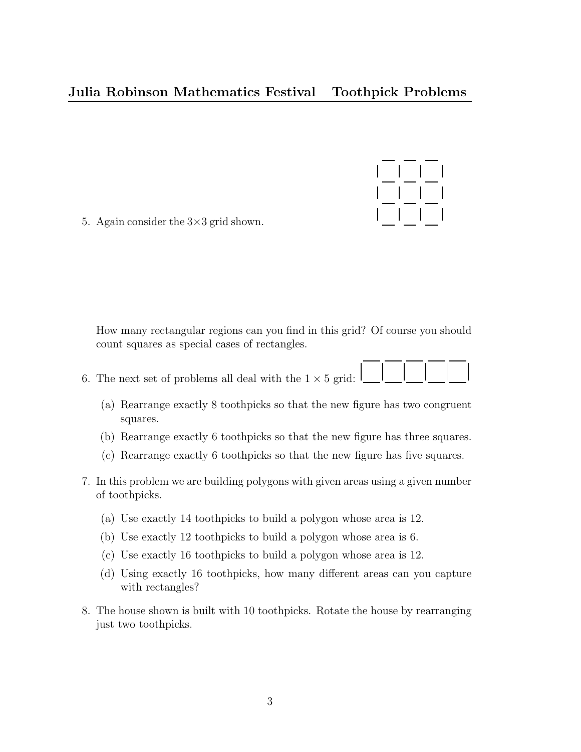5. Again consider the $3 \times 3$ grid shown.

   How many rectangular regions can you find in this grid? Of course you should count squares as special cases of rectangles.

6. The next set of problems all deal with the $1 \times 5$ grid:

   (a) Rearrange exactly 8 toothpicks so that the new figure has two congruent squares.

   (b) Rearrange exactly 6 toothpicks so that the new figure has three squares.

   (c) Rearrange exactly 6 toothpicks so that the new figure has five squares.

7. In this problem we are building polygons with given areas using a given number of toothpicks.

   (a) Use exactly 14 toothpicks to build a polygon whose area is 12.

   (b) Use exactly 12 toothpicks to build a polygon whose area is 6.

   (c) Use exactly 16 toothpicks to build a polygon whose area is 12.

   (d) Using exactly 16 toothpicks, how many different areas can you capture with rectangles?

8. The house shown is built with 10 toothpicks. Rotate the house by rearranging just two toothpicks.